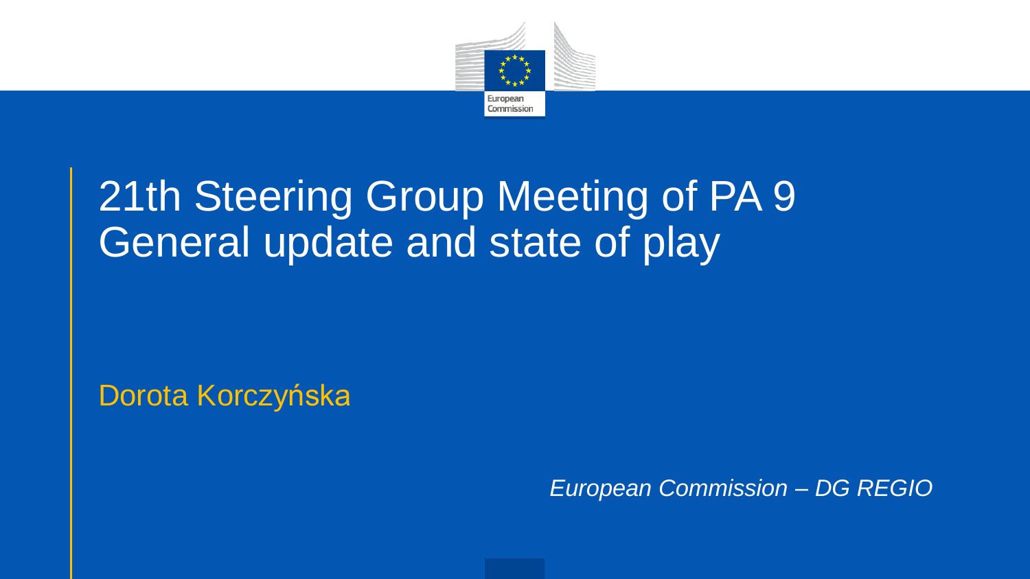# 21th Steering Group Meeting of PA 9 General update and state of play

Dorota Korczyńska

*European Commission – DG REGIO*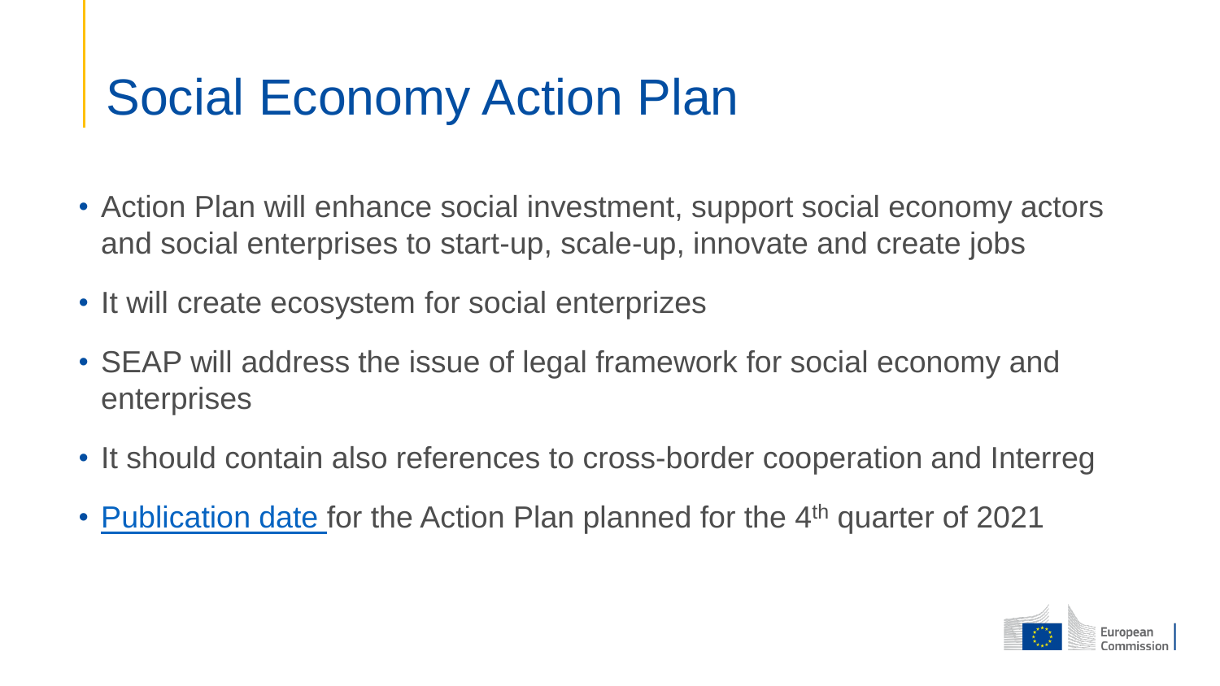# Social Economy Action Plan

- Action Plan will enhance social investment, support social economy actors and social enterprises to start-up, scale-up, innovate and create jobs
- It will create ecosystem for social enterprizes
- SEAP will address the issue of legal framework for social economy and enterprises
- It should contain also references to cross-border cooperation and Interreg
- Publication date for the Action Plan planned for the 4th quarter of 2021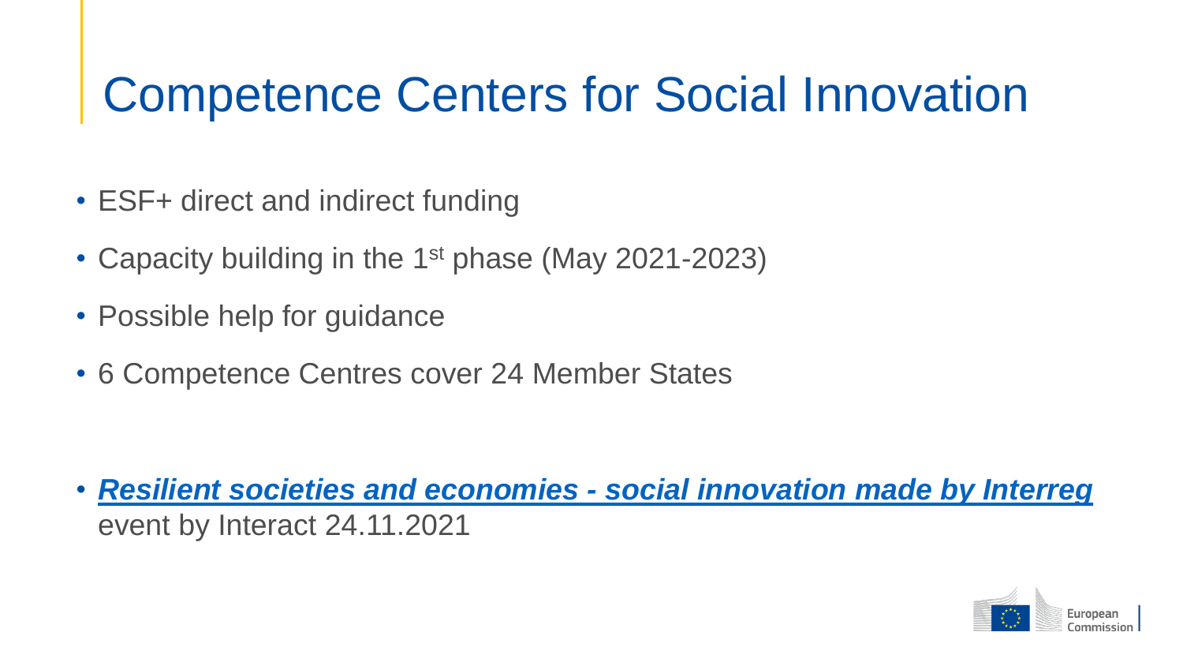# Competence Centers for Social Innovation

- ESF+ direct and indirect funding
- Capacity building in the 1st phase (May 2021-2023)
- Possible help for guidance
- 6 Competence Centres cover 24 Member States

- ***Resilient societies and economies - social innovation made by Interreg*** event by Interact 24.11.2021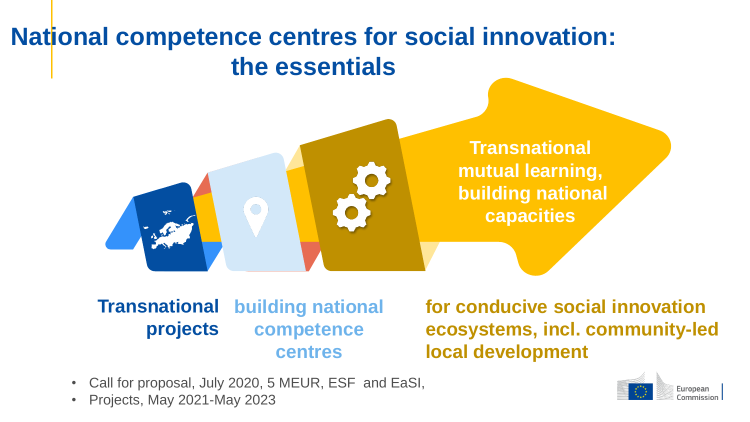# National competence centres for social innovation: the essentials

**Transnational mutual learning, building national capacities**

**Transnational projects**

**building national competence centres**

**for conducive social innovation ecosystems, incl. community-led local development**

- Call for proposal, July 2020, 5 MEUR, ESF and EaSI,
- Projects, May 2021-May 2023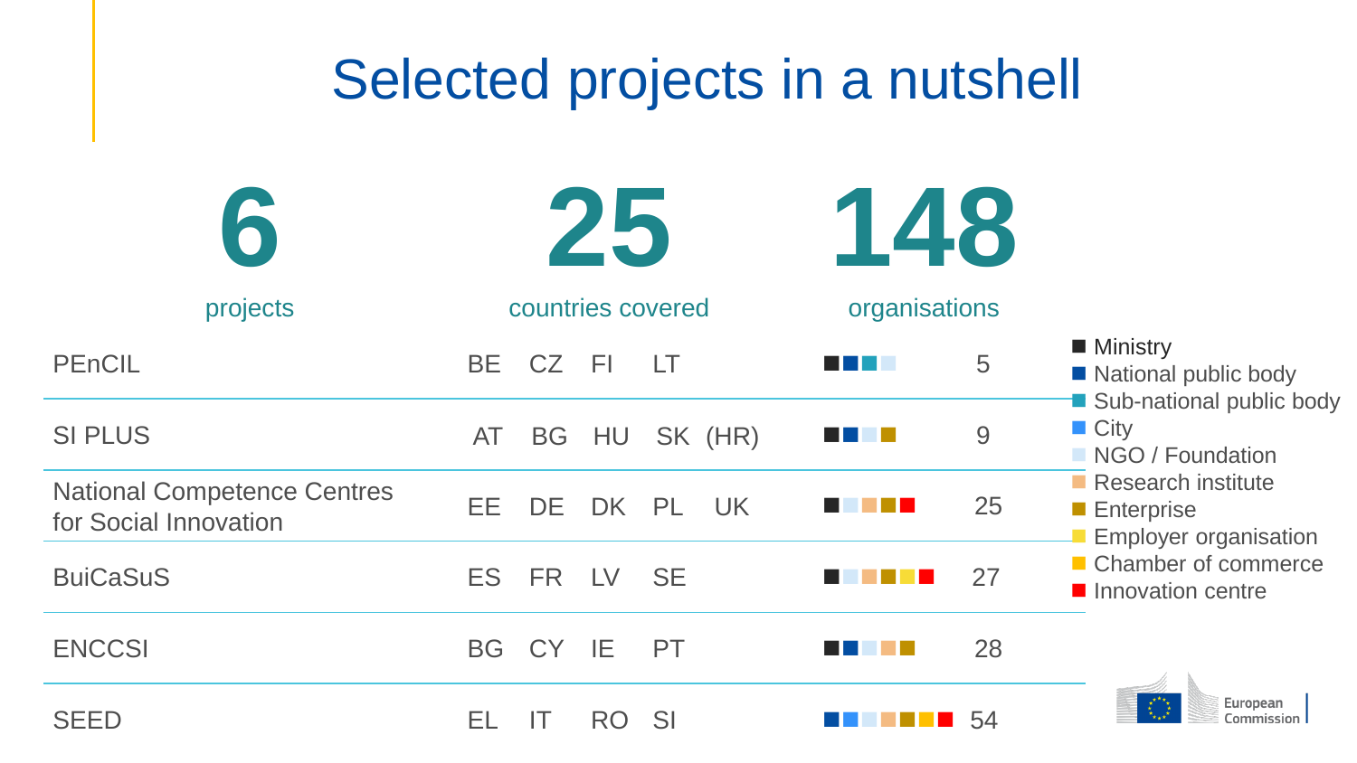# Selected projects in a nutshell

**6** projects

**25** countries covered

**148** organisations

| Project | Countries | Organisation types | Organisations |
|---|---|---|---|
| PEnCIL | BE CZ FI LT | Ministry, National public body, Sub-national public body, NGO / Foundation | 5 |
| SI PLUS | AT BG HU SK (HR) | Ministry, National public body, NGO / Foundation, Enterprise | 9 |
| National Competence Centres for Social Innovation | EE DE DK PL UK | Ministry, NGO / Foundation, Research institute, Enterprise, Innovation centre | 25 |
| BuiCaSuS | ES FR LV SE | Ministry, NGO / Foundation, Research institute, Enterprise, Employer organisation, Innovation centre | 27 |
| ENCCSI | BG CY IE PT | Ministry, National public body, NGO / Foundation, Research institute, Enterprise | 28 |
| SEED | EL IT RO SI | National public body, City, NGO / Foundation, Research institute, Enterprise, Chamber of commerce, Innovation centre | 54 |

Legend:

- Ministry
- National public body
- Sub-national public body
- City
- NGO / Foundation
- Research institute
- Enterprise
- Employer organisation
- Chamber of commerce
- Innovation centre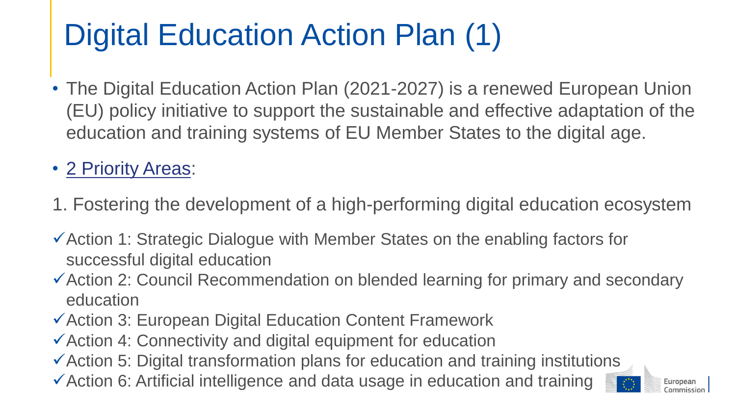# Digital Education Action Plan (1)

- The Digital Education Action Plan (2021-2027) is a renewed European Union (EU) policy initiative to support the sustainable and effective adaptation of the education and training systems of EU Member States to the digital age.
- 2 Priority Areas:

1. Fostering the development of a high-performing digital education ecosystem

- ✓ Action 1: Strategic Dialogue with Member States on the enabling factors for successful digital education
- ✓ Action 2: Council Recommendation on blended learning for primary and secondary education
- ✓ Action 3: European Digital Education Content Framework
- ✓ Action 4: Connectivity and digital equipment for education
- ✓ Action 5: Digital transformation plans for education and training institutions
- ✓ Action 6: Artificial intelligence and data usage in education and training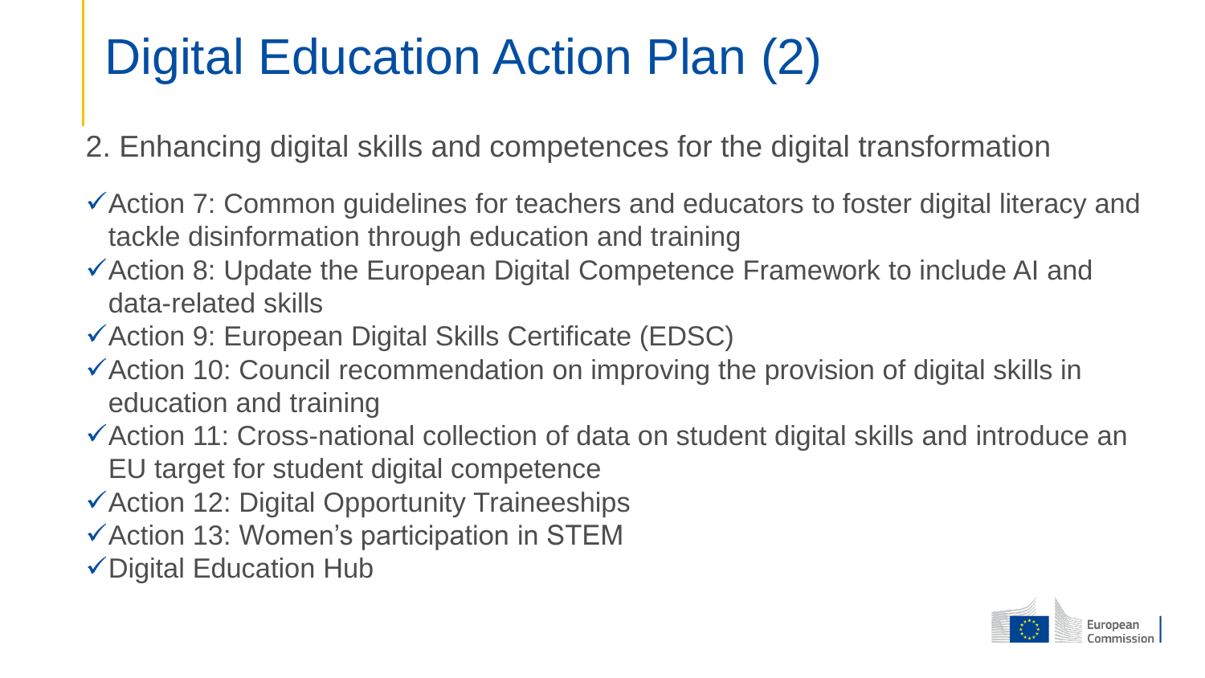# Digital Education Action Plan (2)

2. Enhancing digital skills and competences for the digital transformation

- ✓ Action 7: Common guidelines for teachers and educators to foster digital literacy and tackle disinformation through education and training
- ✓ Action 8: Update the European Digital Competence Framework to include AI and data-related skills
- ✓ Action 9: European Digital Skills Certificate (EDSC)
- ✓ Action 10: Council recommendation on improving the provision of digital skills in education and training
- ✓ Action 11: Cross-national collection of data on student digital skills and introduce an EU target for student digital competence
- ✓ Action 12: Digital Opportunity Traineeships
- ✓ Action 13: Women's participation in STEM
- ✓ Digital Education Hub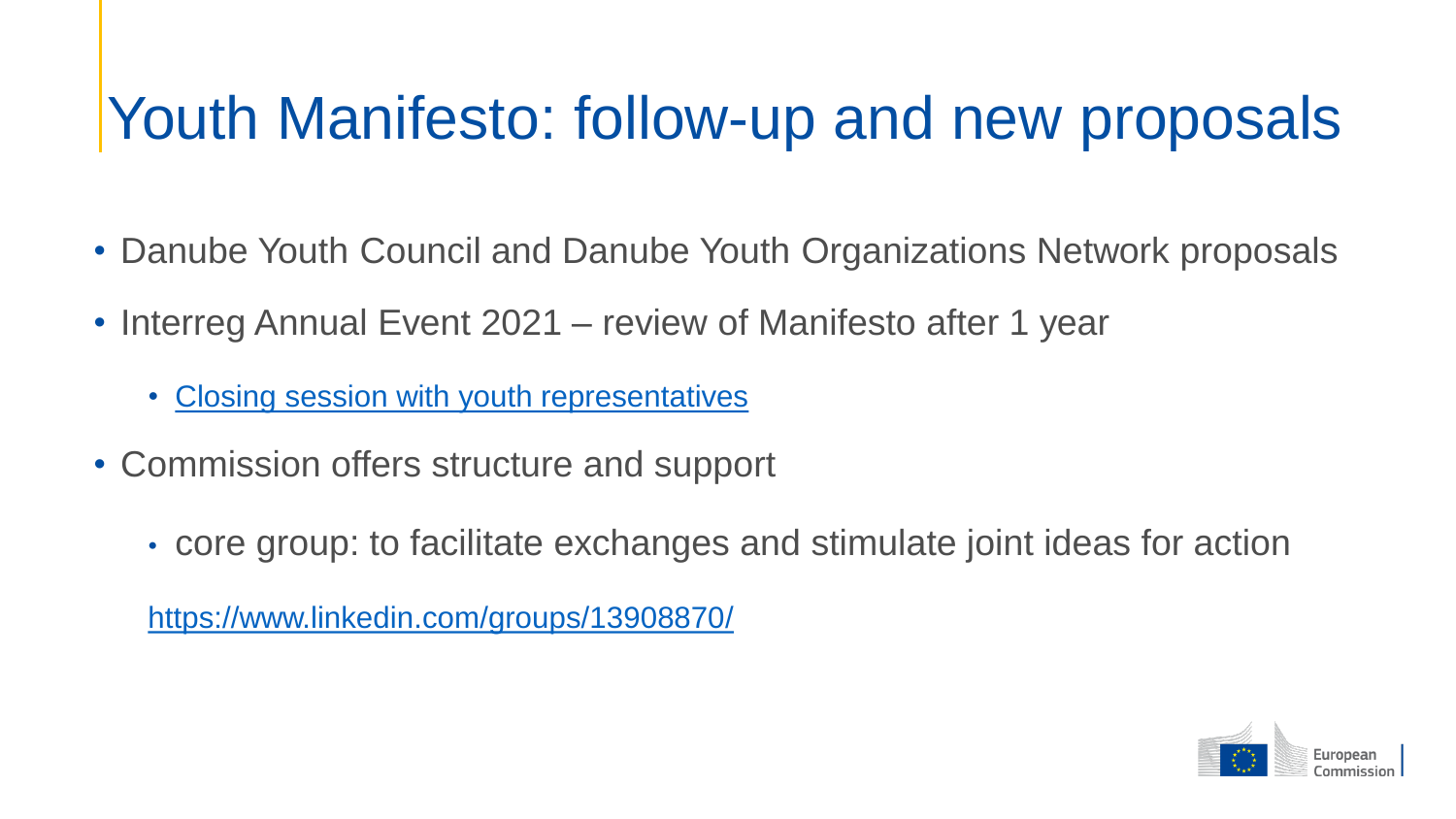# Youth Manifesto: follow-up and new proposals

- Danube Youth Council and Danube Youth Organizations Network proposals
- Interreg Annual Event 2021 – review of Manifesto after 1 year
  - Closing session with youth representatives
- Commission offers structure and support
  - core group: to facilitate exchanges and stimulate joint ideas for action

https://www.linkedin.com/groups/13908870/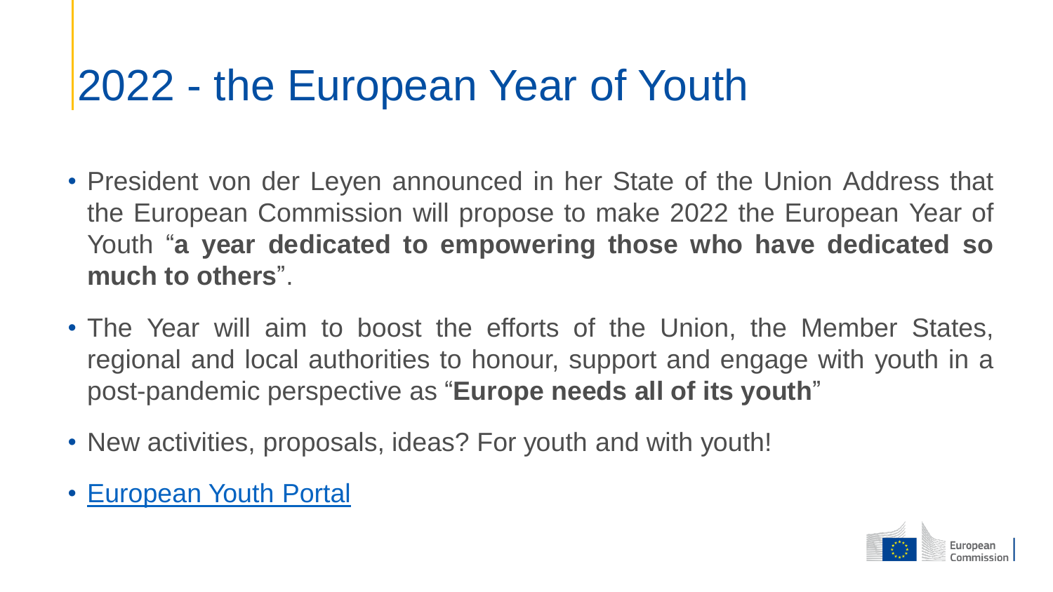# 2022 - the European Year of Youth

- President von der Leyen announced in her State of the Union Address that the European Commission will propose to make 2022 the European Year of Youth "**a year dedicated to empowering those who have dedicated so much to others**".
- The Year will aim to boost the efforts of the Union, the Member States, regional and local authorities to honour, support and engage with youth in a post-pandemic perspective as "**Europe needs all of its youth**"
- New activities, proposals, ideas? For youth and with youth!
- European Youth Portal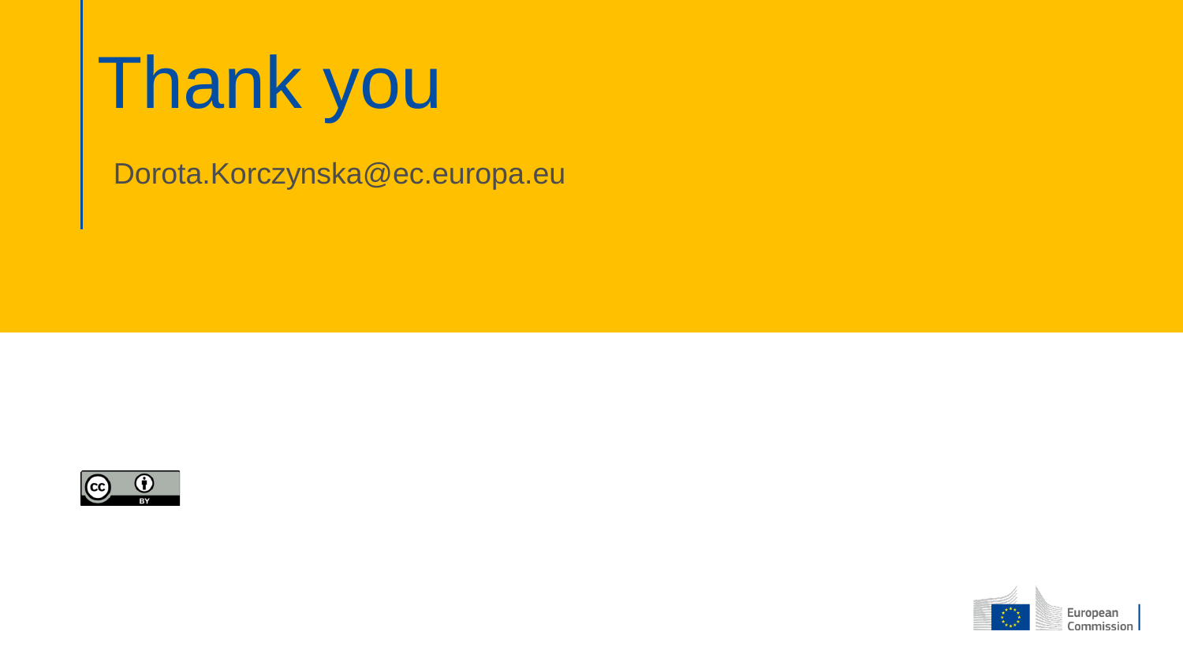# Thank you

Dorota.Korczynska@ec.europa.eu